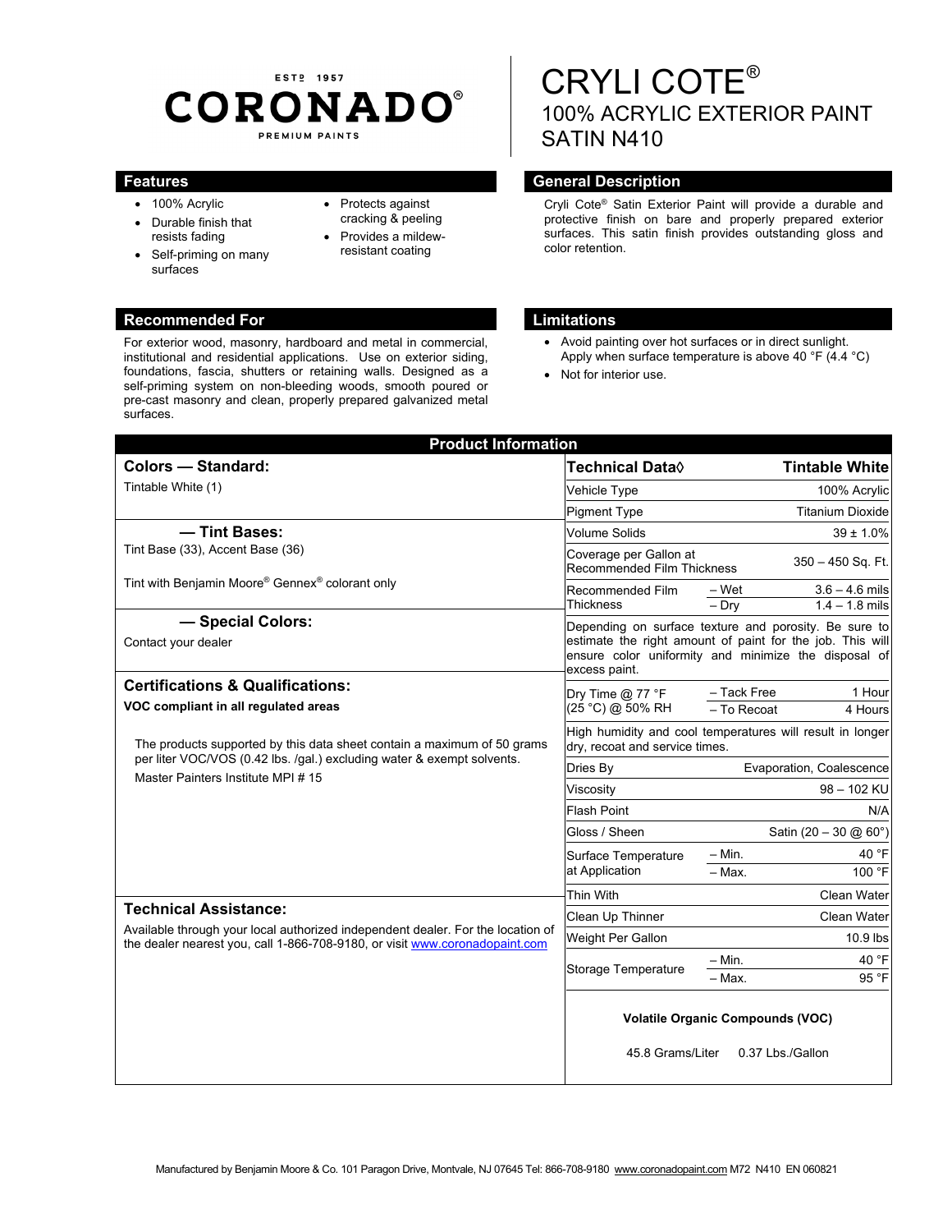ESTD 1957
**CORONADO®**
PREMIUM PAINTS

# CRYLI COTE®
## 100% ACRYLIC EXTERIOR PAINT
## SATIN N410

### Features

- 100% Acrylic
- Durable finish that resists fading
- Self-priming on many surfaces
- Protects against cracking & peeling
- Provides a mildew-resistant coating

### General Description

Cryli Cote® Satin Exterior Paint will provide a durable and protective finish on bare and properly prepared exterior surfaces. This satin finish provides outstanding gloss and color retention.

### Recommended For

For exterior wood, masonry, hardboard and metal in commercial, institutional and residential applications. Use on exterior siding, foundations, fascia, shutters or retaining walls. Designed as a self-priming system on non-bleeding woods, smooth poured or pre-cast masonry and clean, properly prepared galvanized metal surfaces.

### Limitations

- Avoid painting over hot surfaces or in direct sunlight. Apply when surface temperature is above 40 °F (4.4 °C)
- Not for interior use.

### Product Information

**Colors — Standard:**

Tintable White (1)

**— Tint Bases:**

Tint Base (33), Accent Base (36)

Tint with Benjamin Moore® Gennex® colorant only

**— Special Colors:**

Contact your dealer

**Certifications & Qualifications:**

**VOC compliant in all regulated areas**

The products supported by this data sheet contain a maximum of 50 grams per liter VOC/VOS (0.42 lbs. /gal.) excluding water & exempt solvents.
Master Painters Institute MPI # 15

**Technical Assistance:**

Available through your local authorized independent dealer. For the location of the dealer nearest you, call 1-866-708-9180, or visit www.coronadopaint.com

| Technical Data◊ | | Tintable White |
|---|---|---|
| Vehicle Type | | 100% Acrylic |
| Pigment Type | | Titanium Dioxide |
| Volume Solids | | 39 ± 1.0% |
| Coverage per Gallon at Recommended Film Thickness | | 350 – 450 Sq. Ft. |
| Recommended Film Thickness | – Wet | 3.6 – 4.6 mils |
| | – Dry | 1.4 – 1.8 mils |
| Depending on surface texture and porosity. Be sure to estimate the right amount of paint for the job. This will ensure color uniformity and minimize the disposal of excess paint. | | |
| Dry Time @ 77 °F (25 °C) @ 50% RH | – Tack Free | 1 Hour |
| | – To Recoat | 4 Hours |
| High humidity and cool temperatures will result in longer dry, recoat and service times. | | |
| Dries By | | Evaporation, Coalescence |
| Viscosity | | 98 – 102 KU |
| Flash Point | | N/A |
| Gloss / Sheen | | Satin (20 – 30 @ 60°) |
| Surface Temperature at Application | – Min. | 40 °F |
| | – Max. | 100 °F |
| Thin With | | Clean Water |
| Clean Up Thinner | | Clean Water |
| Weight Per Gallon | | 10.9 lbs |
| Storage Temperature | – Min. | 40 °F |
| | – Max. | 95 °F |

**Volatile Organic Compounds (VOC)**

45.8 Grams/Liter 0.37 Lbs./Gallon

Manufactured by Benjamin Moore & Co. 101 Paragon Drive, Montvale, NJ 07645 Tel: 866-708-9180 www.coronadopaint.com M72 N410 EN 060821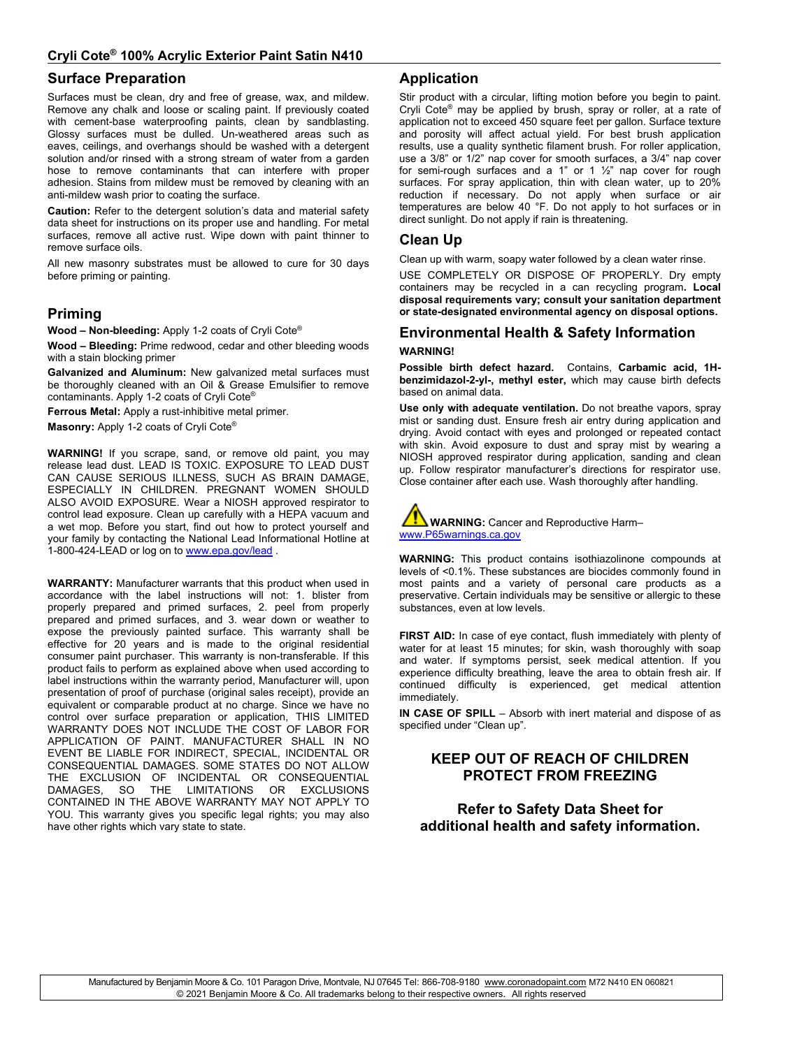# Cryli Cote® 100% Acrylic Exterior Paint Satin N410

## Surface Preparation

Surfaces must be clean, dry and free of grease, wax, and mildew. Remove any chalk and loose or scaling paint. If previously coated with cement-base waterproofing paints, clean by sandblasting. Glossy surfaces must be dulled. Un-weathered areas such as eaves, ceilings, and overhangs should be washed with a detergent solution and/or rinsed with a strong stream of water from a garden hose to remove contaminants that can interfere with proper adhesion. Stains from mildew must be removed by cleaning with an anti-mildew wash prior to coating the surface.

**Caution:** Refer to the detergent solution's data and material safety data sheet for instructions on its proper use and handling. For metal surfaces, remove all active rust. Wipe down with paint thinner to remove surface oils.

All new masonry substrates must be allowed to cure for 30 days before priming or painting.

## Priming

**Wood – Non-bleeding:** Apply 1-2 coats of Cryli Cote®

**Wood – Bleeding:** Prime redwood, cedar and other bleeding woods with a stain blocking primer

**Galvanized and Aluminum:** New galvanized metal surfaces must be thoroughly cleaned with an Oil & Grease Emulsifier to remove contaminants. Apply 1-2 coats of Cryli Cote®

**Ferrous Metal:** Apply a rust-inhibitive metal primer.

**Masonry:** Apply 1-2 coats of Cryli Cote®

**WARNING!** If you scrape, sand, or remove old paint, you may release lead dust. LEAD IS TOXIC. EXPOSURE TO LEAD DUST CAN CAUSE SERIOUS ILLNESS, SUCH AS BRAIN DAMAGE, ESPECIALLY IN CHILDREN. PREGNANT WOMEN SHOULD ALSO AVOID EXPOSURE. Wear a NIOSH approved respirator to control lead exposure. Clean up carefully with a HEPA vacuum and a wet mop. Before you start, find out how to protect yourself and your family by contacting the National Lead Informational Hotline at 1-800-424-LEAD or log on to www.epa.gov/lead .

**WARRANTY:** Manufacturer warrants that this product when used in accordance with the label instructions will not: 1. blister from properly prepared and primed surfaces, 2. peel from properly prepared and primed surfaces, and 3. wear down or weather to expose the previously painted surface. This warranty shall be effective for 20 years and is made to the original residential consumer paint purchaser. This warranty is non-transferable. If this product fails to perform as explained above when used according to label instructions within the warranty period, Manufacturer will, upon presentation of proof of purchase (original sales receipt), provide an equivalent or comparable product at no charge. Since we have no control over surface preparation or application, THIS LIMITED WARRANTY DOES NOT INCLUDE THE COST OF LABOR FOR APPLICATION OF PAINT. MANUFACTURER SHALL IN NO EVENT BE LIABLE FOR INDIRECT, SPECIAL, INCIDENTAL OR CONSEQUENTIAL DAMAGES. SOME STATES DO NOT ALLOW THE EXCLUSION OF INCIDENTAL OR CONSEQUENTIAL DAMAGES, SO THE LIMITATIONS OR EXCLUSIONS CONTAINED IN THE ABOVE WARRANTY MAY NOT APPLY TO YOU. This warranty gives you specific legal rights; you may also have other rights which vary state to state.

## Application

Stir product with a circular, lifting motion before you begin to paint. Cryli Cote® may be applied by brush, spray or roller, at a rate of application not to exceed 450 square feet per gallon. Surface texture and porosity will affect actual yield. For best brush application results, use a quality synthetic filament brush. For roller application, use a 3/8" or 1/2" nap cover for smooth surfaces, a 3/4" nap cover for semi-rough surfaces and a 1" or 1 ½" nap cover for rough surfaces. For spray application, thin with clean water, up to 20% reduction if necessary. Do not apply when surface or air temperatures are below 40 °F. Do not apply to hot surfaces or in direct sunlight. Do not apply if rain is threatening.

## Clean Up

Clean up with warm, soapy water followed by a clean water rinse.

USE COMPLETELY OR DISPOSE OF PROPERLY. Dry empty containers may be recycled in a can recycling program. **Local disposal requirements vary; consult your sanitation department or state-designated environmental agency on disposal options.**

## Environmental Health & Safety Information

**WARNING!**

**Possible birth defect hazard.** Contains, **Carbamic acid, 1H-benzimidazol-2-yl-, methyl ester,** which may cause birth defects based on animal data.

**Use only with adequate ventilation.** Do not breathe vapors, spray mist or sanding dust. Ensure fresh air entry during application and drying. Avoid contact with eyes and prolonged or repeated contact with skin. Avoid exposure to dust and spray mist by wearing a NIOSH approved respirator during application, sanding and clean up. Follow respirator manufacturer's directions for respirator use. Close container after each use. Wash thoroughly after handling.

⚠ **WARNING:** Cancer and Reproductive Harm– www.P65warnings.ca.gov

**WARNING:** This product contains isothiazolinone compounds at levels of <0.1%. These substances are biocides commonly found in most paints and a variety of personal care products as a preservative. Certain individuals may be sensitive or allergic to these substances, even at low levels.

**FIRST AID:** In case of eye contact, flush immediately with plenty of water for at least 15 minutes; for skin, wash thoroughly with soap and water. If symptoms persist, seek medical attention. If you experience difficulty breathing, leave the area to obtain fresh air. If continued difficulty is experienced, get medical attention immediately.

**IN CASE OF SPILL** – Absorb with inert material and dispose of as specified under "Clean up".

**KEEP OUT OF REACH OF CHILDREN**
**PROTECT FROM FREEZING**

**Refer to Safety Data Sheet for additional health and safety information.**

Manufactured by Benjamin Moore & Co. 101 Paragon Drive, Montvale, NJ 07645 Tel: 866-708-9180 www.coronadopaint.com M72 N410 EN 060821
© 2021 Benjamin Moore & Co. All trademarks belong to their respective owners. All rights reserved